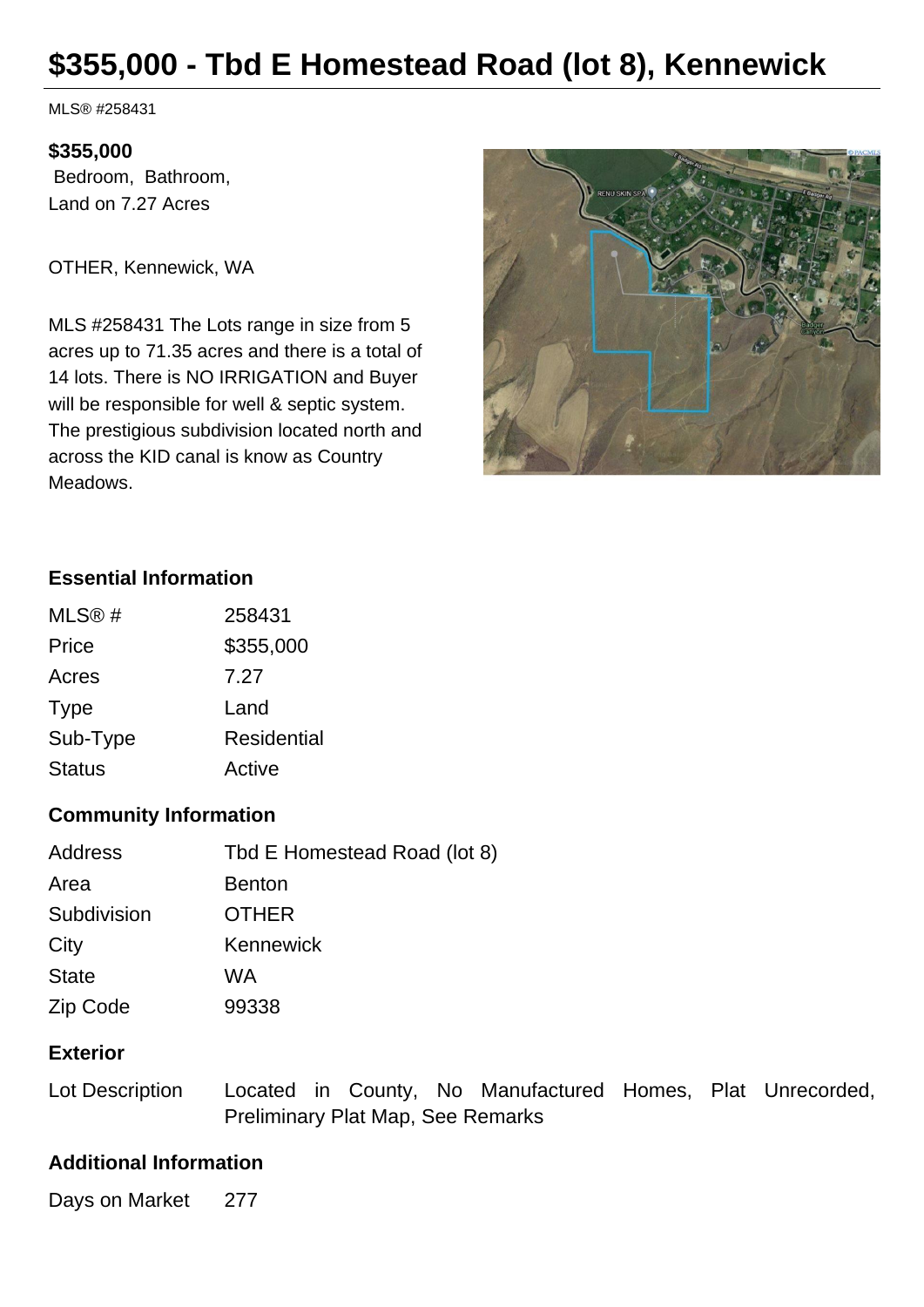# $355,000 - Tbd E Homestead Road (lot 8), Kennewick

MLS® #258431

**$355,000**
Bedroom, Bathroom,
Land on 7.27 Acres

OTHER, Kennewick, WA

MLS #258431 The Lots range in size from 5 acres up to 71.35 acres and there is a total of 14 lots. There is NO IRRIGATION and Buyer will be responsible for well & septic system. The prestigious subdivision located north and across the KID canal is know as Country Meadows.

## Essential Information

| | |
|---|---|
| MLS® # | 258431 |
| Price | $355,000 |
| Acres | 7.27 |
| Type | Land |
| Sub-Type | Residential |
| Status | Active |

## Community Information

| | |
|---|---|
| Address | Tbd E Homestead Road (lot 8) |
| Area | Benton |
| Subdivision | OTHER |
| City | Kennewick |
| State | WA |
| Zip Code | 99338 |

## Exterior

| | |
|---|---|
| Lot Description | Located in County, No Manufactured Homes, Plat Unrecorded, Preliminary Plat Map, See Remarks |

## Additional Information

| | |
|---|---|
| Days on Market | 277 |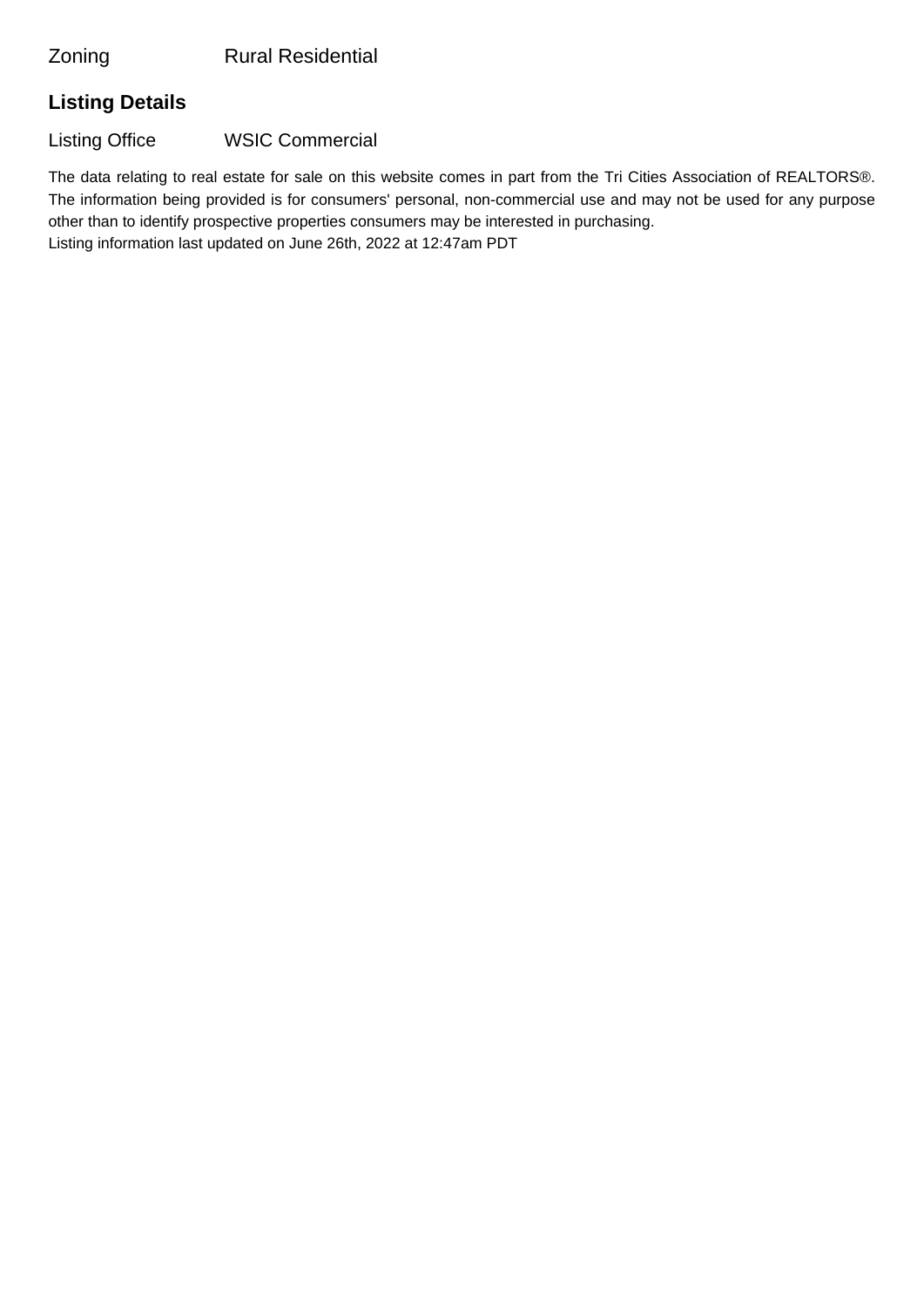| | |
|---|---|
| Zoning | Rural Residential |

## Listing Details

| | |
|---|---|
| Listing Office | WSIC Commercial |

The data relating to real estate for sale on this website comes in part from the Tri Cities Association of REALTORS®. The information being provided is for consumers' personal, non-commercial use and may not be used for any purpose other than to identify prospective properties consumers may be interested in purchasing.
Listing information last updated on June 26th, 2022 at 12:47am PDT